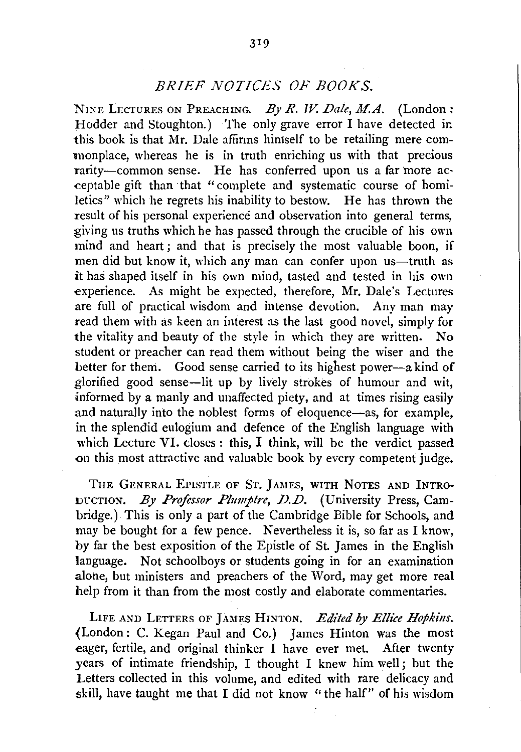## *BRIEF NOTICES OF BOOKS.*

NINE LECTURES ON PREACHING. *By R. W. Dale, M.A.* (London: Hodder and Stoughton.) The only grave error I have detected in this book is that Mr. Dale affirms himself to be retailing mere commonplace, whereas he is in truth enriching us with that precious rarity—common sense. He has conferred upon us a far more acceptable gift than that "complete and systematic course of homiletics" which he regrets his inability to bestow. He has thrown the result of his personal experience and observation into general terms, giving us truths which he has passed through the crucible of his own mind and heart; and that is precisely the most valuable boon, if men did but know it, which any man can confer upon us—truth as it has shaped itself in his own mind, tasted and tested in his own experience. As might be expected, therefore, Mr. Dale's Lectures are full of practical wisdom and intense devotion. Any man may read them with as keen an interest as the last good novel, simply for the vitality and beauty of the style in which they are written. No student or preacher can read them without being the wiser and the better for them. Good sense carried to its highest power—a kind of glorified good sense—lit up by lively strokes of humour and wit, informed by a manly and unaffected piety, and at times rising easily and naturally into the noblest forms of eloquence—as, for example, in the splendid eulogium and defence of the English language with which Lecture VI. closes: this, I think, will be the verdict passed on this most attractive and valuable book by every competent judge.

THE GENERAL EPISTLE OF ST. JAMES, WITH NOTES AND INTRODUCTION. *By Professor Plumptre, D.D.* (University Press, Cambridge.) This is only a part of the Cambridge Bible for Schools, and may be bought for a few pence. Nevertheless it is, so far as I know, by far the best exposition of the Epistle of St. James in the English language. Not schoolboys or students going in for an examination alone, but ministers and preachers of the Word, may get more real help from it than from the most costly and elaborate commentaries.

LIFE AND LETTERS OF JAMES HINTON. *Edited by Ellice Hopkins.* (London: C. Kegan Paul and Co.) James Hinton was the most eager, fertile, and original thinker I have ever met. After twenty years of intimate friendship, I thought I knew him well; but the Letters collected in this volume, and edited with rare delicacy and skill, have taught me that I did not know "the half" of his wisdom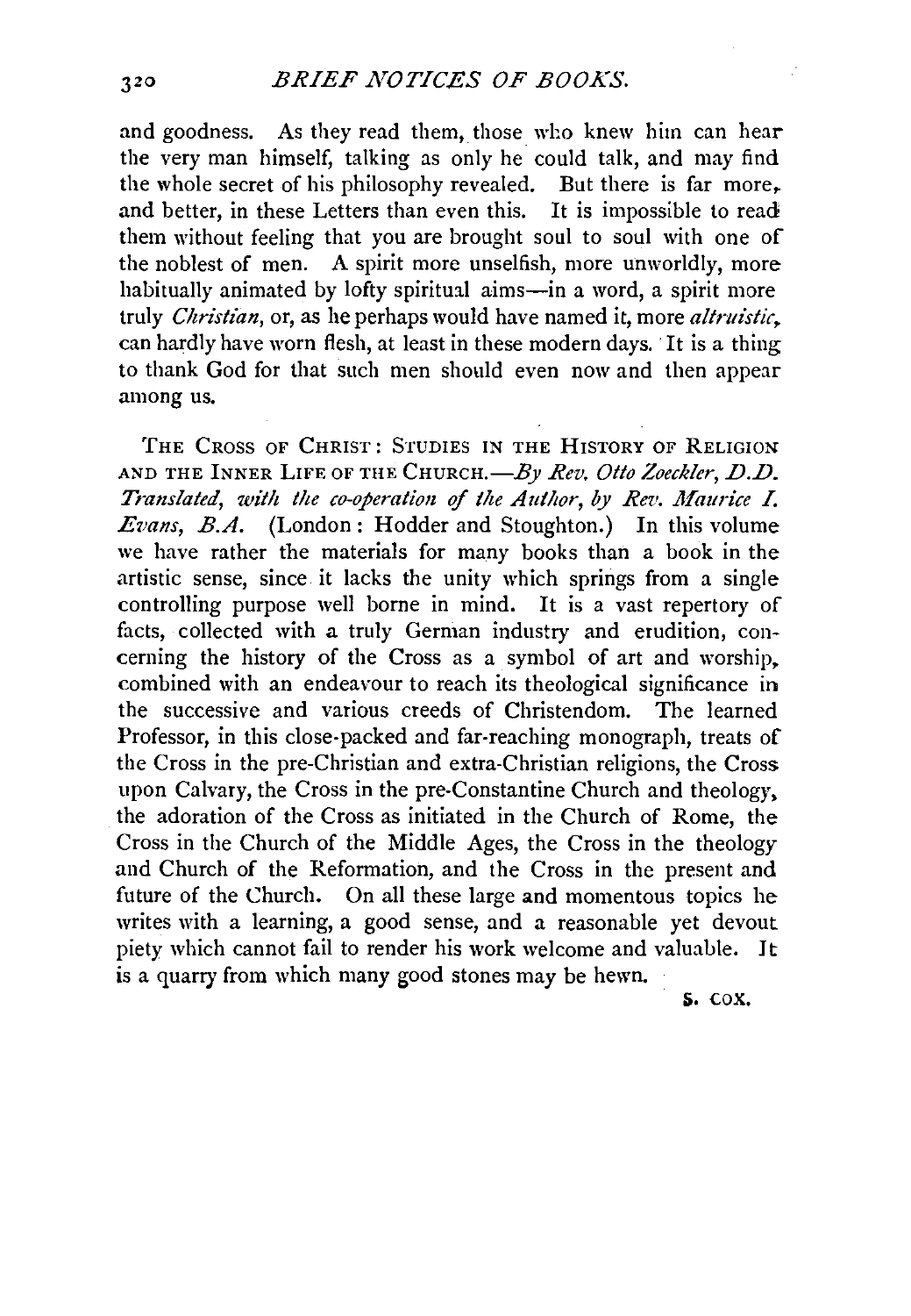and goodness. As they read them, those who knew him can hear the very man himself, talking as only he could talk, and may find the whole secret of his philosophy revealed. But there is far more, and better, in these Letters than even this. It is impossible to read them without feeling that you are brought soul to soul with one of the noblest of men. A spirit more unselfish, more unworldly, more habitually animated by lofty spiritual aims—in a word, a spirit more truly *Christian*, or, as he perhaps would have named it, more *altruistic*, can hardly have worn flesh, at least in these modern days. It is a thing to thank God for that such men should even now and then appear among us.

THE CROSS OF CHRIST: STUDIES IN THE HISTORY OF RELIGION AND THE INNER LIFE OF THE CHURCH.—*By Rev. Otto Zoeckler, D.D. Translated, with the co-operation of the Author, by Rev. Maurice I. Evans, B.A.* (London: Hodder and Stoughton.) In this volume we have rather the materials for many books than a book in the artistic sense, since it lacks the unity which springs from a single controlling purpose well borne in mind. It is a vast repertory of facts, collected with a truly German industry and erudition, concerning the history of the Cross as a symbol of art and worship, combined with an endeavour to reach its theological significance in the successive and various creeds of Christendom. The learned Professor, in this close-packed and far-reaching monograph, treats of the Cross in the pre-Christian and extra-Christian religions, the Cross upon Calvary, the Cross in the pre-Constantine Church and theology, the adoration of the Cross as initiated in the Church of Rome, the Cross in the Church of the Middle Ages, the Cross in the theology and Church of the Reformation, and the Cross in the present and future of the Church. On all these large and momentous topics he writes with a learning, a good sense, and a reasonable yet devout piety which cannot fail to render his work welcome and valuable. It is a quarry from which many good stones may be hewn.

S. COX.